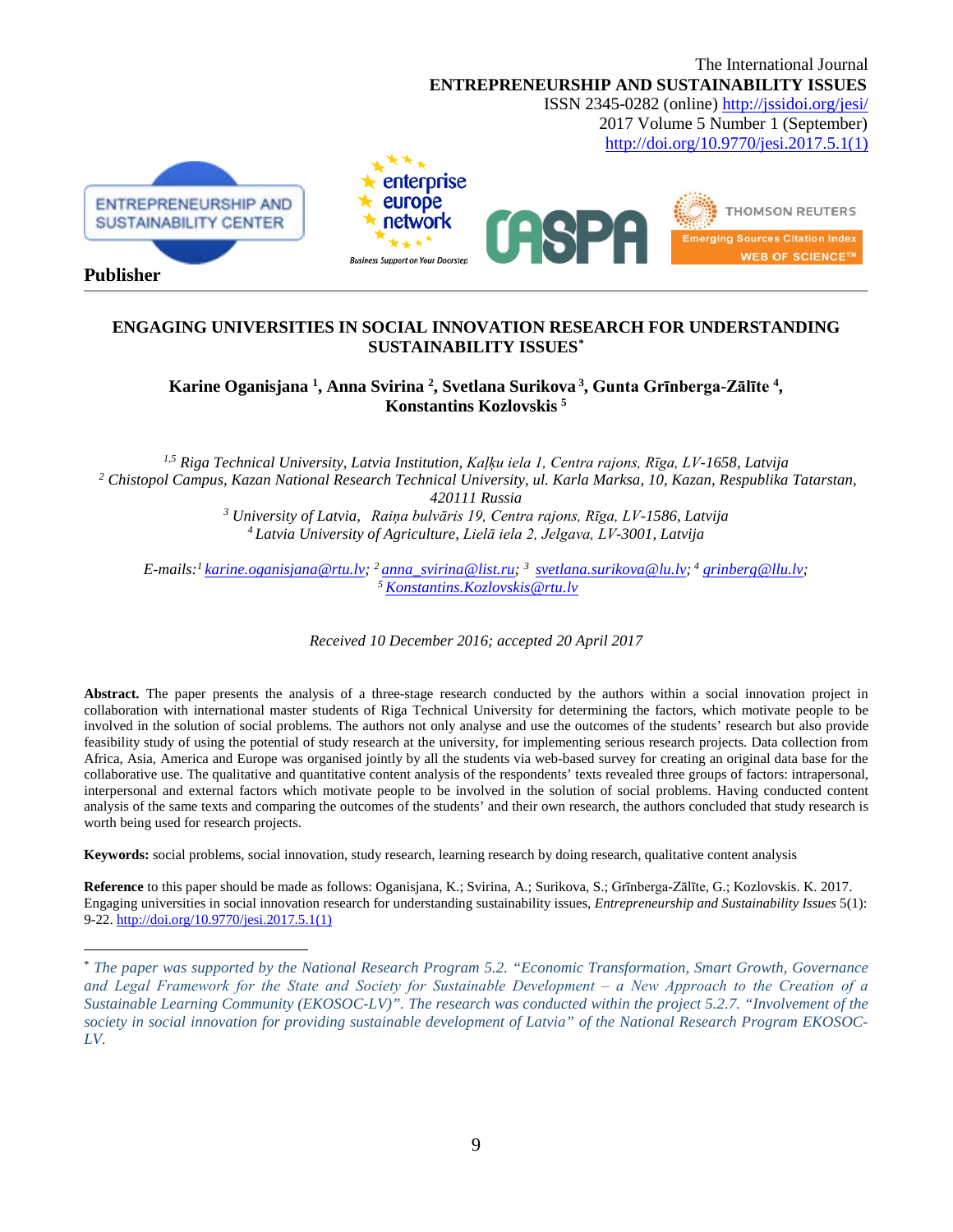The International Journal
**ENTREPRENEURSHIP AND SUSTAINABILITY ISSUES**
ISSN 2345-0282 (online) http://jssidoi.org/jesi/
2017 Volume 5 Number 1 (September)
http://doi.org/10.9770/jesi.2017.5.1(1)

**Publisher**

# ENGAGING UNIVERSITIES IN SOCIAL INNOVATION RESEARCH FOR UNDERSTANDING SUSTAINABILITY ISSUES*

**Karine Oganisjana [1], Anna Svirina [2], Svetlana Surikova [3], Gunta Grīnberga-Zālīte [4], Konstantins Kozlovskis [5]**

*[1,5] Riga Technical University, Latvia Institution, Kaļķu iela 1, Centra rajons, Rīga, LV-1658, Latvija*
*[2] Chistopol Campus, Kazan National Research Technical University, ul. Karla Marksa, 10, Kazan, Respublika Tatarstan, 420111 Russia*
*[3] University of Latvia, Raiņa bulvāris 19, Centra rajons, Rīga, LV-1586, Latvija*
*[4] Latvia University of Agriculture, Lielā iela 2, Jelgava, LV-3001, Latvija*

*E-mails:[1] karine.oganisjana@rtu.lv; [2] anna_svirina@list.ru; [3] svetlana.surikova@lu.lv; [4] grinberg@llu.lv; [5] Konstantins.Kozlovskis@rtu.lv*

*Received 10 December 2016; accepted 20 April 2017*

**Abstract.** The paper presents the analysis of a three-stage research conducted by the authors within a social innovation project in collaboration with international master students of Riga Technical University for determining the factors, which motivate people to be involved in the solution of social problems. The authors not only analyse and use the outcomes of the students' research but also provide feasibility study of using the potential of study research at the university, for implementing serious research projects. Data collection from Africa, Asia, America and Europe was organised jointly by all the students via web-based survey for creating an original data base for the collaborative use. The qualitative and quantitative content analysis of the respondents' texts revealed three groups of factors: intrapersonal, interpersonal and external factors which motivate people to be involved in the solution of social problems. Having conducted content analysis of the same texts and comparing the outcomes of the students' and their own research, the authors concluded that study research is worth being used for research projects.

**Keywords:** social problems, social innovation, study research, learning research by doing research, qualitative content analysis

**Reference** to this paper should be made as follows: Oganisjana, K.; Svirina, A.; Surikova, S.; Grīnberga-Zālīte, G.; Kozlovskis. K. 2017. Engaging universities in social innovation research for understanding sustainability issues, *Entrepreneurship and Sustainability Issues* 5(1): 9-22. http://doi.org/10.9770/jesi.2017.5.1(1)

---

* *The paper was supported by the National Research Program 5.2. "Economic Transformation, Smart Growth, Governance and Legal Framework for the State and Society for Sustainable Development – a New Approach to the Creation of a Sustainable Learning Community (EKOSOC-LV)". The research was conducted within the project 5.2.7. "Involvement of the society in social innovation for providing sustainable development of Latvia" of the National Research Program EKOSOC-LV.*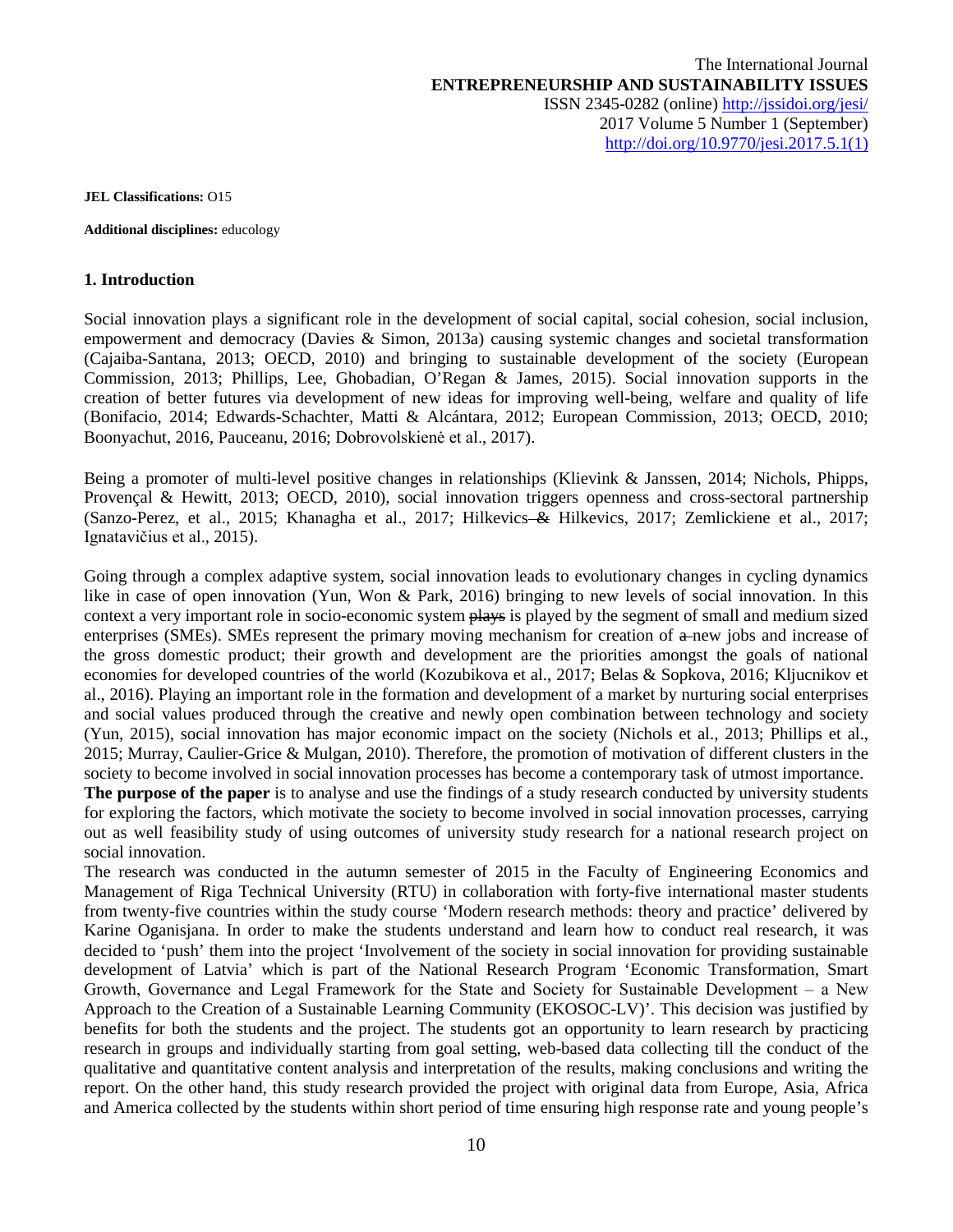**JEL Classifications:** O15

**Additional disciplines:** educology

## 1. Introduction

Social innovation plays a significant role in the development of social capital, social cohesion, social inclusion, empowerment and democracy (Davies & Simon, 2013a) causing systemic changes and societal transformation (Cajaiba-Santana, 2013; OECD, 2010) and bringing to sustainable development of the society (European Commission, 2013; Phillips, Lee, Ghobadian, O'Regan & James, 2015). Social innovation supports in the creation of better futures via development of new ideas for improving well-being, welfare and quality of life (Bonifacio, 2014; Edwards-Schachter, Matti & Alcántara, 2012; European Commission, 2013; OECD, 2010; Boonyachut, 2016, Pauceanu, 2016; Dobrovolskienė et al., 2017).

Being a promoter of multi-level positive changes in relationships (Klievink & Janssen, 2014; Nichols, Phipps, Provençal & Hewitt, 2013; OECD, 2010), social innovation triggers openness and cross-sectoral partnership (Sanzo-Perez, et al., 2015; Khanagha et al., 2017; Hilkevics ~~&~~ Hilkevics, 2017; Zemlickiene et al., 2017; Ignatavičius et al., 2015).

Going through a complex adaptive system, social innovation leads to evolutionary changes in cycling dynamics like in case of open innovation (Yun, Won & Park, 2016) bringing to new levels of social innovation. In this context a very important role in socio-economic system ~~plays~~ is played by the segment of small and medium sized enterprises (SMEs). SMEs represent the primary moving mechanism for creation of ~~a~~ new jobs and increase of the gross domestic product; their growth and development are the priorities amongst the goals of national economies for developed countries of the world (Kozubikova et al., 2017; Belas & Sopkova, 2016; Kljucnikov et al., 2016). Playing an important role in the formation and development of a market by nurturing social enterprises and social values produced through the creative and newly open combination between technology and society (Yun, 2015), social innovation has major economic impact on the society (Nichols et al., 2013; Phillips et al., 2015; Murray, Caulier-Grice & Mulgan, 2010). Therefore, the promotion of motivation of different clusters in the society to become involved in social innovation processes has become a contemporary task of utmost importance.

**The purpose of the paper** is to analyse and use the findings of a study research conducted by university students for exploring the factors, which motivate the society to become involved in social innovation processes, carrying out as well feasibility study of using outcomes of university study research for a national research project on social innovation.

The research was conducted in the autumn semester of 2015 in the Faculty of Engineering Economics and Management of Riga Technical University (RTU) in collaboration with forty-five international master students from twenty-five countries within the study course 'Modern research methods: theory and practice' delivered by Karine Oganisjana. In order to make the students understand and learn how to conduct real research, it was decided to 'push' them into the project 'Involvement of the society in social innovation for providing sustainable development of Latvia' which is part of the National Research Program 'Economic Transformation, Smart Growth, Governance and Legal Framework for the State and Society for Sustainable Development – a New Approach to the Creation of a Sustainable Learning Community (EKOSOC-LV)'. This decision was justified by benefits for both the students and the project. The students got an opportunity to learn research by practicing research in groups and individually starting from goal setting, web-based data collecting till the conduct of the qualitative and quantitative content analysis and interpretation of the results, making conclusions and writing the report. On the other hand, this study research provided the project with original data from Europe, Asia, Africa and America collected by the students within short period of time ensuring high response rate and young people's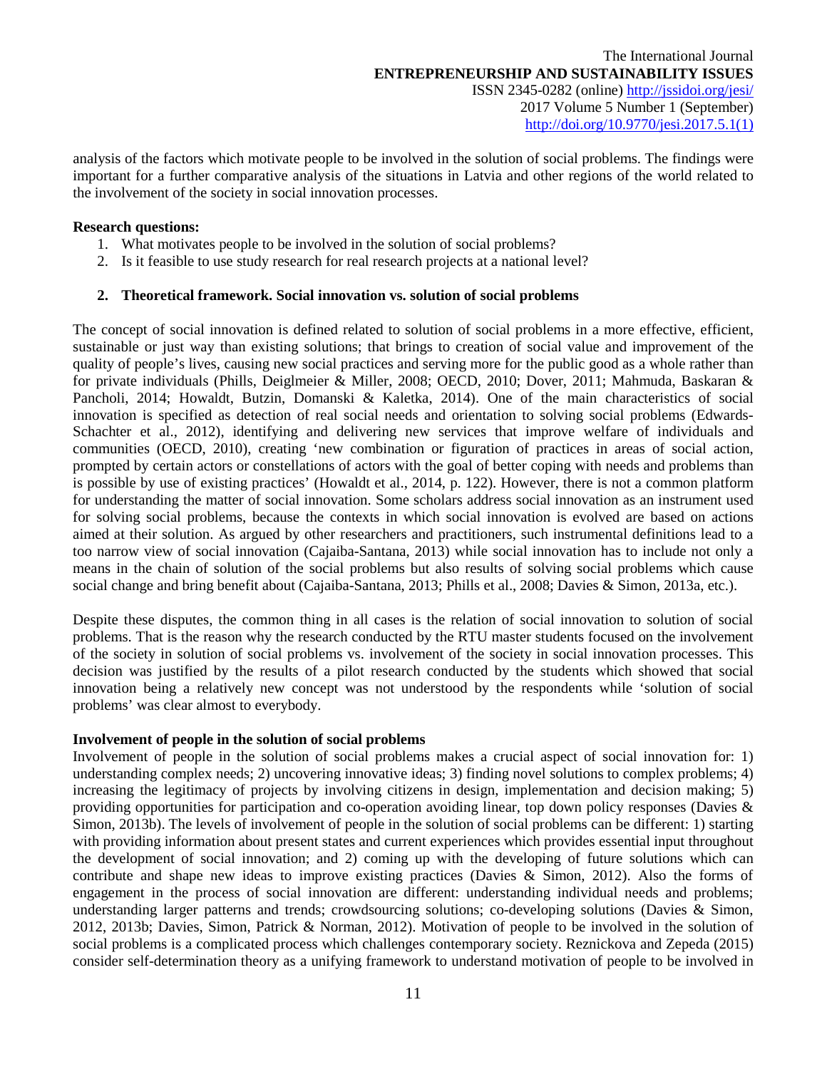analysis of the factors which motivate people to be involved in the solution of social problems. The findings were important for a further comparative analysis of the situations in Latvia and other regions of the world related to the involvement of the society in social innovation processes.

**Research questions:**

1. What motivates people to be involved in the solution of social problems?
2. Is it feasible to use study research for real research projects at a national level?

## 2. Theoretical framework. Social innovation vs. solution of social problems

The concept of social innovation is defined related to solution of social problems in a more effective, efficient, sustainable or just way than existing solutions; that brings to creation of social value and improvement of the quality of people's lives, causing new social practices and serving more for the public good as a whole rather than for private individuals (Phills, Deiglmeier & Miller, 2008; OECD, 2010; Dover, 2011; Mahmuda, Baskaran & Pancholi, 2014; Howaldt, Butzin, Domanski & Kaletka, 2014). One of the main characteristics of social innovation is specified as detection of real social needs and orientation to solving social problems (Edwards-Schachter et al., 2012), identifying and delivering new services that improve welfare of individuals and communities (OECD, 2010), creating 'new combination or figuration of practices in areas of social action, prompted by certain actors or constellations of actors with the goal of better coping with needs and problems than is possible by use of existing practices' (Howaldt et al., 2014, p. 122). However, there is not a common platform for understanding the matter of social innovation. Some scholars address social innovation as an instrument used for solving social problems, because the contexts in which social innovation is evolved are based on actions aimed at their solution. As argued by other researchers and practitioners, such instrumental definitions lead to a too narrow view of social innovation (Cajaiba-Santana, 2013) while social innovation has to include not only a means in the chain of solution of the social problems but also results of solving social problems which cause social change and bring benefit about (Cajaiba-Santana, 2013; Phills et al., 2008; Davies & Simon, 2013a, etc.).

Despite these disputes, the common thing in all cases is the relation of social innovation to solution of social problems. That is the reason why the research conducted by the RTU master students focused on the involvement of the society in solution of social problems vs. involvement of the society in social innovation processes. This decision was justified by the results of a pilot research conducted by the students which showed that social innovation being a relatively new concept was not understood by the respondents while 'solution of social problems' was clear almost to everybody.

**Involvement of people in the solution of social problems**

Involvement of people in the solution of social problems makes a crucial aspect of social innovation for: 1) understanding complex needs; 2) uncovering innovative ideas; 3) finding novel solutions to complex problems; 4) increasing the legitimacy of projects by involving citizens in design, implementation and decision making; 5) providing opportunities for participation and co-operation avoiding linear, top down policy responses (Davies & Simon, 2013b). The levels of involvement of people in the solution of social problems can be different: 1) starting with providing information about present states and current experiences which provides essential input throughout the development of social innovation; and 2) coming up with the developing of future solutions which can contribute and shape new ideas to improve existing practices (Davies & Simon, 2012). Also the forms of engagement in the process of social innovation are different: understanding individual needs and problems; understanding larger patterns and trends; crowdsourcing solutions; co-developing solutions (Davies & Simon, 2012, 2013b; Davies, Simon, Patrick & Norman, 2012). Motivation of people to be involved in the solution of social problems is a complicated process which challenges contemporary society. Reznickova and Zepeda (2015) consider self-determination theory as a unifying framework to understand motivation of people to be involved in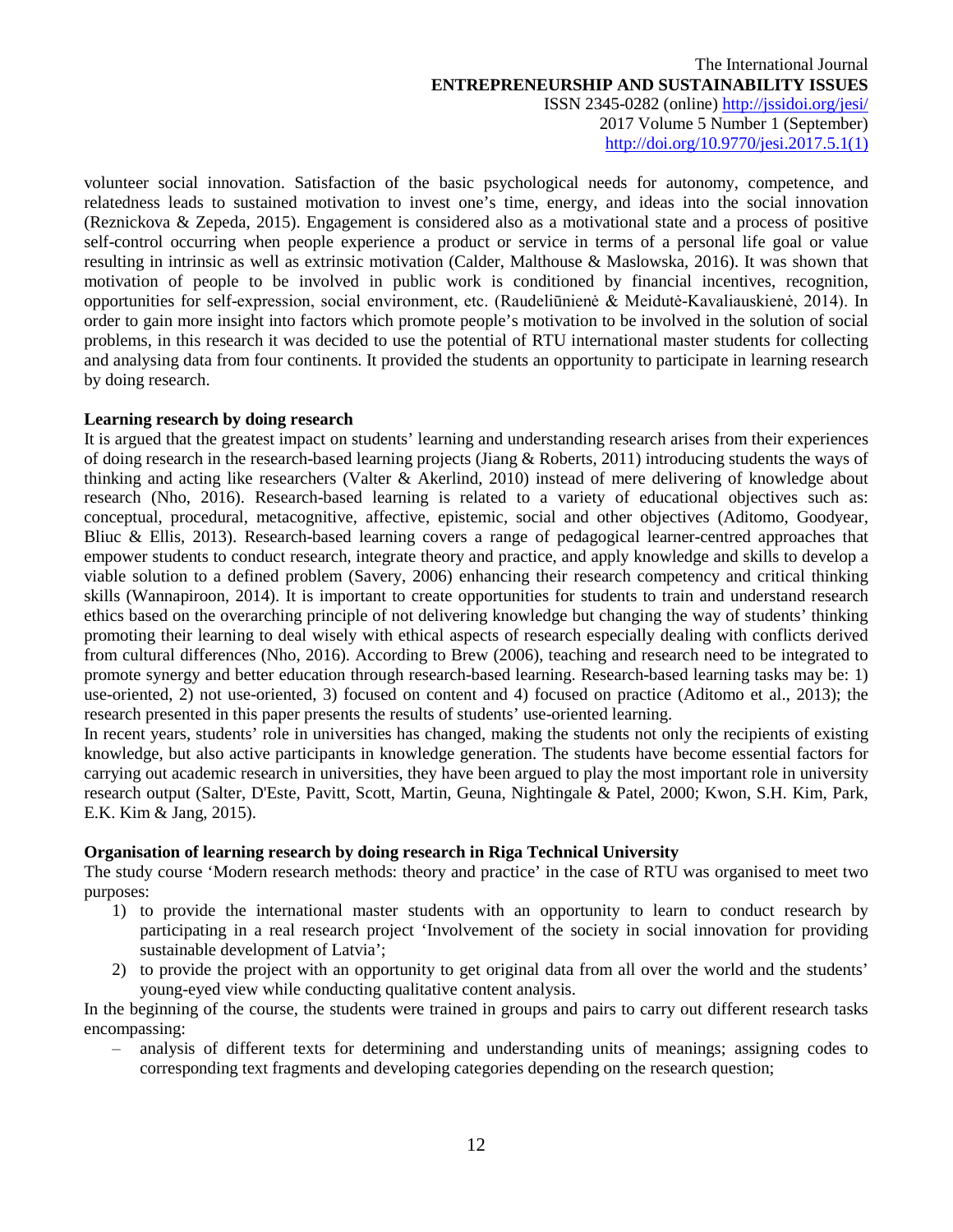volunteer social innovation. Satisfaction of the basic psychological needs for autonomy, competence, and relatedness leads to sustained motivation to invest one's time, energy, and ideas into the social innovation (Reznickova & Zepeda, 2015). Engagement is considered also as a motivational state and a process of positive self-control occurring when people experience a product or service in terms of a personal life goal or value resulting in intrinsic as well as extrinsic motivation (Calder, Malthouse & Maslowska, 2016). It was shown that motivation of people to be involved in public work is conditioned by financial incentives, recognition, opportunities for self-expression, social environment, etc. (Raudeliūnienė & Meidutė-Kavaliauskienė, 2014). In order to gain more insight into factors which promote people's motivation to be involved in the solution of social problems, in this research it was decided to use the potential of RTU international master students for collecting and analysing data from four continents. It provided the students an opportunity to participate in learning research by doing research.

**Learning research by doing research**

It is argued that the greatest impact on students' learning and understanding research arises from their experiences of doing research in the research-based learning projects (Jiang & Roberts, 2011) introducing students the ways of thinking and acting like researchers (Valter & Akerlind, 2010) instead of mere delivering of knowledge about research (Nho, 2016). Research-based learning is related to a variety of educational objectives such as: conceptual, procedural, metacognitive, affective, epistemic, social and other objectives (Aditomo, Goodyear, Bliuc & Ellis, 2013). Research-based learning covers a range of pedagogical learner-centred approaches that empower students to conduct research, integrate theory and practice, and apply knowledge and skills to develop a viable solution to a defined problem (Savery, 2006) enhancing their research competency and critical thinking skills (Wannapiroon, 2014). It is important to create opportunities for students to train and understand research ethics based on the overarching principle of not delivering knowledge but changing the way of students' thinking promoting their learning to deal wisely with ethical aspects of research especially dealing with conflicts derived from cultural differences (Nho, 2016). According to Brew (2006), teaching and research need to be integrated to promote synergy and better education through research-based learning. Research-based learning tasks may be: 1) use-oriented, 2) not use-oriented, 3) focused on content and 4) focused on practice (Aditomo et al., 2013); the research presented in this paper presents the results of students' use-oriented learning.

In recent years, students' role in universities has changed, making the students not only the recipients of existing knowledge, but also active participants in knowledge generation. The students have become essential factors for carrying out academic research in universities, they have been argued to play the most important role in university research output (Salter, D'Este, Pavitt, Scott, Martin, Geuna, Nightingale & Patel, 2000; Kwon, S.H. Kim, Park, E.K. Kim & Jang, 2015).

**Organisation of learning research by doing research in Riga Technical University**

The study course 'Modern research methods: theory and practice' in the case of RTU was organised to meet two purposes:

1) to provide the international master students with an opportunity to learn to conduct research by participating in a real research project 'Involvement of the society in social innovation for providing sustainable development of Latvia';
2) to provide the project with an opportunity to get original data from all over the world and the students' young-eyed view while conducting qualitative content analysis.

In the beginning of the course, the students were trained in groups and pairs to carry out different research tasks encompassing:

- analysis of different texts for determining and understanding units of meanings; assigning codes to corresponding text fragments and developing categories depending on the research question;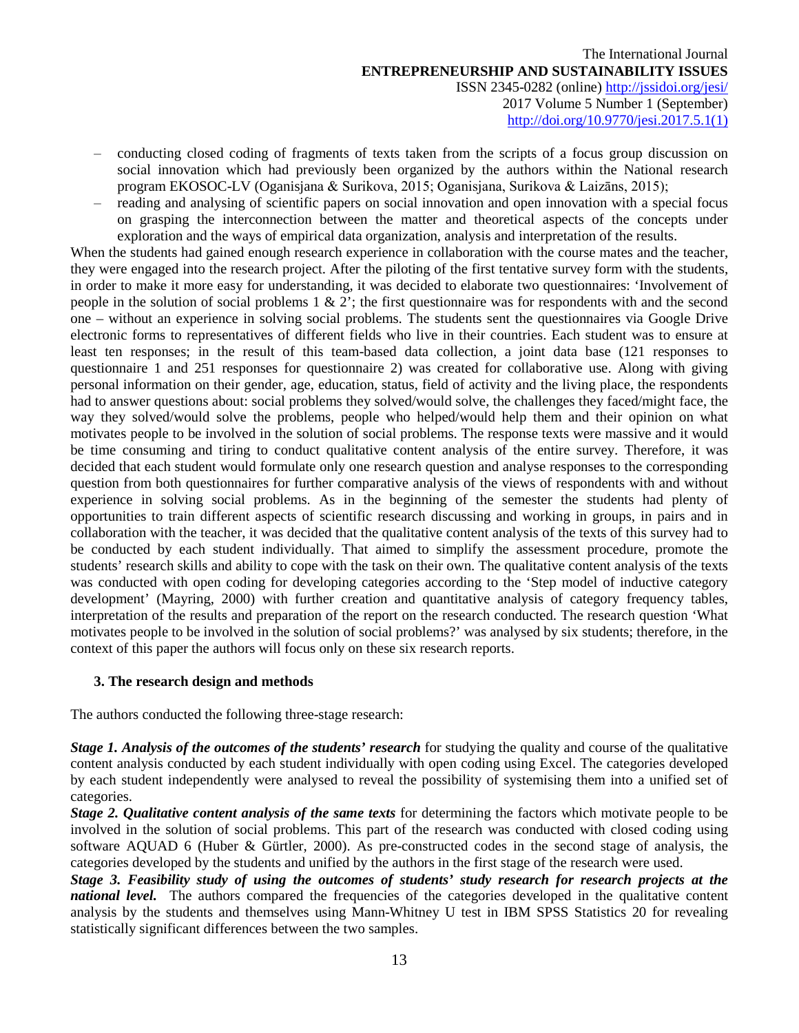- conducting closed coding of fragments of texts taken from the scripts of a focus group discussion on social innovation which had previously been organized by the authors within the National research program EKOSOC-LV (Oganisjana & Surikova, 2015; Oganisjana, Surikova & Laizāns, 2015);
- reading and analysing of scientific papers on social innovation and open innovation with a special focus on grasping the interconnection between the matter and theoretical aspects of the concepts under exploration and the ways of empirical data organization, analysis and interpretation of the results.

When the students had gained enough research experience in collaboration with the course mates and the teacher, they were engaged into the research project. After the piloting of the first tentative survey form with the students, in order to make it more easy for understanding, it was decided to elaborate two questionnaires: 'Involvement of people in the solution of social problems 1 & 2'; the first questionnaire was for respondents with and the second one – without an experience in solving social problems. The students sent the questionnaires via Google Drive electronic forms to representatives of different fields who live in their countries. Each student was to ensure at least ten responses; in the result of this team-based data collection, a joint data base (121 responses to questionnaire 1 and 251 responses for questionnaire 2) was created for collaborative use. Along with giving personal information on their gender, age, education, status, field of activity and the living place, the respondents had to answer questions about: social problems they solved/would solve, the challenges they faced/might face, the way they solved/would solve the problems, people who helped/would help them and their opinion on what motivates people to be involved in the solution of social problems. The response texts were massive and it would be time consuming and tiring to conduct qualitative content analysis of the entire survey. Therefore, it was decided that each student would formulate only one research question and analyse responses to the corresponding question from both questionnaires for further comparative analysis of the views of respondents with and without experience in solving social problems. As in the beginning of the semester the students had plenty of opportunities to train different aspects of scientific research discussing and working in groups, in pairs and in collaboration with the teacher, it was decided that the qualitative content analysis of the texts of this survey had to be conducted by each student individually. That aimed to simplify the assessment procedure, promote the students' research skills and ability to cope with the task on their own. The qualitative content analysis of the texts was conducted with open coding for developing categories according to the 'Step model of inductive category development' (Mayring, 2000) with further creation and quantitative analysis of category frequency tables, interpretation of the results and preparation of the report on the research conducted. The research question 'What motivates people to be involved in the solution of social problems?' was analysed by six students; therefore, in the context of this paper the authors will focus only on these six research reports.

## 3. The research design and methods

The authors conducted the following three-stage research:

***Stage 1. Analysis of the outcomes of the students' research*** for studying the quality and course of the qualitative content analysis conducted by each student individually with open coding using Excel. The categories developed by each student independently were analysed to reveal the possibility of systemising them into a unified set of categories.

***Stage 2. Qualitative content analysis of the same texts*** for determining the factors which motivate people to be involved in the solution of social problems. This part of the research was conducted with closed coding using software AQUAD 6 (Huber & Gürtler, 2000). As pre-constructed codes in the second stage of analysis, the categories developed by the students and unified by the authors in the first stage of the research were used.

***Stage 3. Feasibility study of using the outcomes of students' study research for research projects at the national level.*** The authors compared the frequencies of the categories developed in the qualitative content analysis by the students and themselves using Mann-Whitney U test in IBM SPSS Statistics 20 for revealing statistically significant differences between the two samples.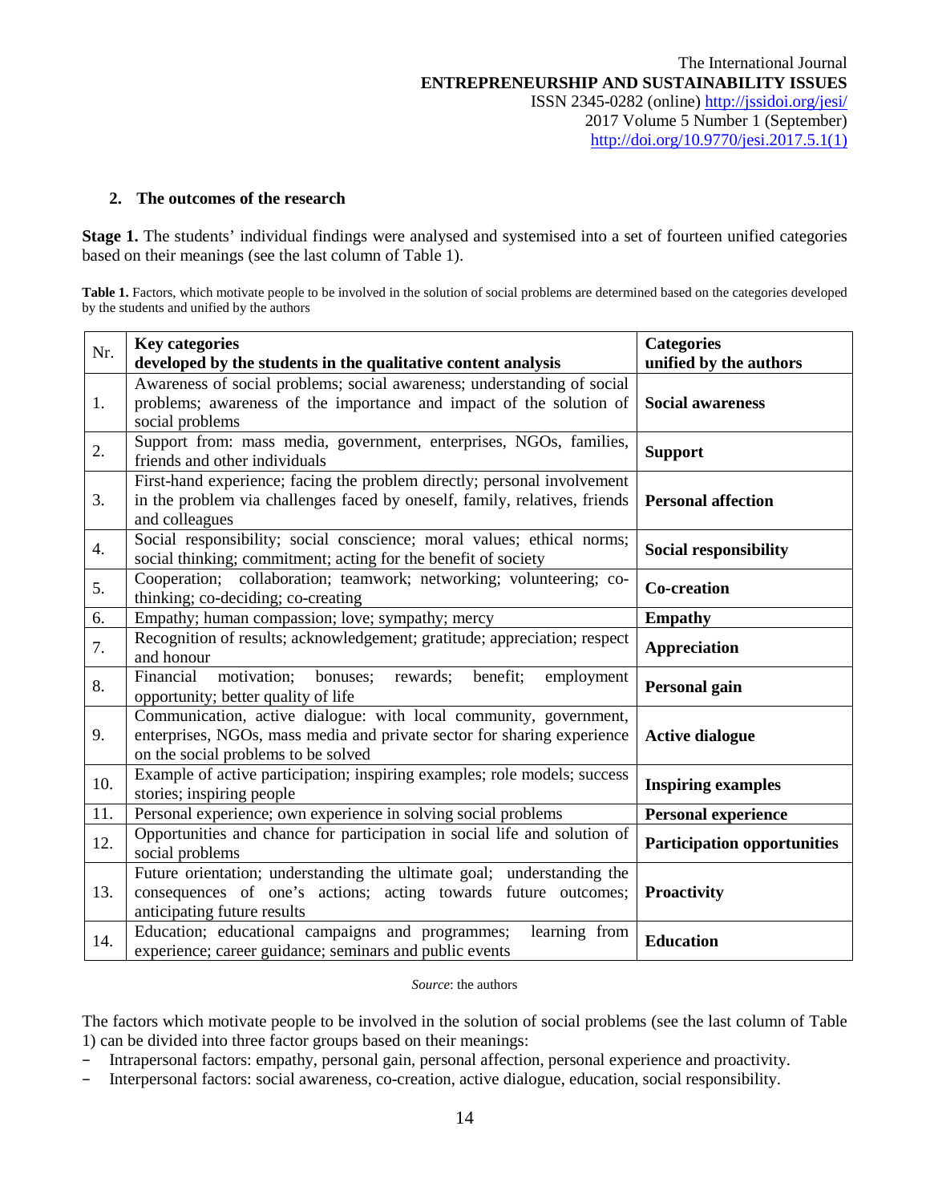## 2. The outcomes of the research

**Stage 1.** The students' individual findings were analysed and systemised into a set of fourteen unified categories based on their meanings (see the last column of Table 1).

**Table 1.** Factors, which motivate people to be involved in the solution of social problems are determined based on the categories developed by the students and unified by the authors

| Nr. | Key categories developed by the students in the qualitative content analysis | Categories unified by the authors |
|---|---|---|
| 1. | Awareness of social problems; social awareness; understanding of social problems; awareness of the importance and impact of the solution of social problems | **Social awareness** |
| 2. | Support from: mass media, government, enterprises, NGOs, families, friends and other individuals | **Support** |
| 3. | First-hand experience; facing the problem directly; personal involvement in the problem via challenges faced by oneself, family, relatives, friends and colleagues | **Personal affection** |
| 4. | Social responsibility; social conscience; moral values; ethical norms; social thinking; commitment; acting for the benefit of society | **Social responsibility** |
| 5. | Cooperation; collaboration; teamwork; networking; volunteering; co-thinking; co-deciding; co-creating | **Co-creation** |
| 6. | Empathy; human compassion; love; sympathy; mercy | **Empathy** |
| 7. | Recognition of results; acknowledgement; gratitude; appreciation; respect and honour | **Appreciation** |
| 8. | Financial motivation; bonuses; rewards; benefit; employment opportunity; better quality of life | **Personal gain** |
| 9. | Communication, active dialogue: with local community, government, enterprises, NGOs, mass media and private sector for sharing experience on the social problems to be solved | **Active dialogue** |
| 10. | Example of active participation; inspiring examples; role models; success stories; inspiring people | **Inspiring examples** |
| 11. | Personal experience; own experience in solving social problems | **Personal experience** |
| 12. | Opportunities and chance for participation in social life and solution of social problems | **Participation opportunities** |
| 13. | Future orientation; understanding the ultimate goal; understanding the consequences of one's actions; acting towards future outcomes; anticipating future results | **Proactivity** |
| 14. | Education; educational campaigns and programmes; learning from experience; career guidance; seminars and public events | **Education** |

*Source*: the authors

The factors which motivate people to be involved in the solution of social problems (see the last column of Table 1) can be divided into three factor groups based on their meanings:

- Intrapersonal factors: empathy, personal gain, personal affection, personal experience and proactivity.
- Interpersonal factors: social awareness, co-creation, active dialogue, education, social responsibility.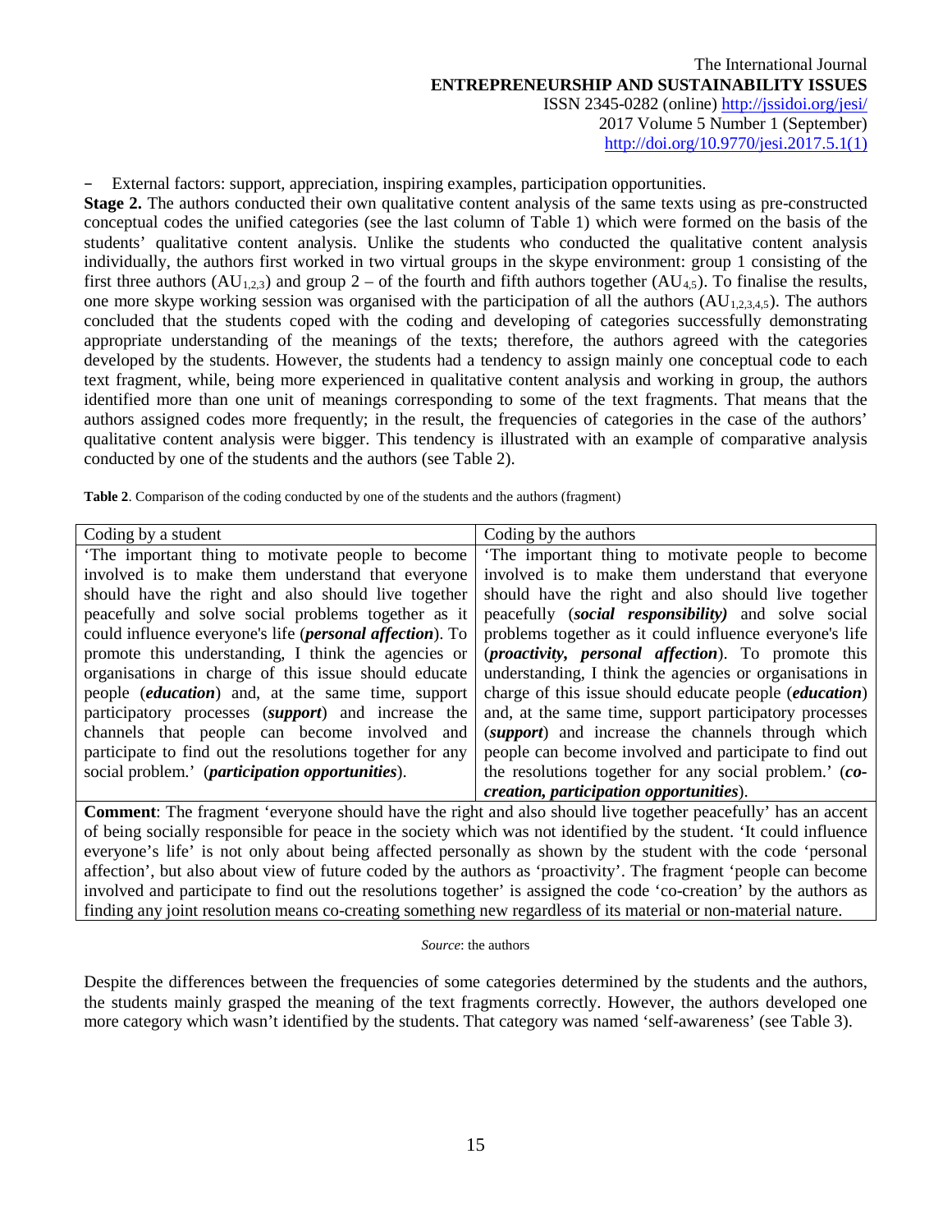– External factors: support, appreciation, inspiring examples, participation opportunities.

**Stage 2.** The authors conducted their own qualitative content analysis of the same texts using as pre-constructed conceptual codes the unified categories (see the last column of Table 1) which were formed on the basis of the students' qualitative content analysis. Unlike the students who conducted the qualitative content analysis individually, the authors first worked in two virtual groups in the skype environment: group 1 consisting of the first three authors ($AU_{1,2,3}$) and group 2 – of the fourth and fifth authors together ($AU_{4,5}$). To finalise the results, one more skype working session was organised with the participation of all the authors ($AU_{1,2,3,4,5}$). The authors concluded that the students coped with the coding and developing of categories successfully demonstrating appropriate understanding of the meanings of the texts; therefore, the authors agreed with the categories developed by the students. However, the students had a tendency to assign mainly one conceptual code to each text fragment, while, being more experienced in qualitative content analysis and working in group, the authors identified more than one unit of meanings corresponding to some of the text fragments. That means that the authors assigned codes more frequently; in the result, the frequencies of categories in the case of the authors' qualitative content analysis were bigger. This tendency is illustrated with an example of comparative analysis conducted by one of the students and the authors (see Table 2).

**Table 2**. Comparison of the coding conducted by one of the students and the authors (fragment)

| Coding by a student | Coding by the authors |
|---|---|
| 'The important thing to motivate people to become involved is to make them understand that everyone should have the right and also should live together peacefully and solve social problems together as it could influence everyone's life (***personal affection***). To promote this understanding, I think the agencies or organisations in charge of this issue should educate people (***education***) and, at the same time, support participatory processes (***support***) and increase the channels that people can become involved and participate to find out the resolutions together for any social problem.' (***participation opportunities***). | 'The important thing to motivate people to become involved is to make them understand that everyone should have the right and also should live together peacefully (***social responsibility)*** and solve social problems together as it could influence everyone's life (***proactivity***, ***personal affection***). To promote this understanding, I think the agencies or organisations in charge of this issue should educate people (***education***) and, at the same time, support participatory processes (***support***) and increase the channels through which people can become involved and participate to find out the resolutions together for any social problem.' (***co-creation, participation opportunities***). |
| **Comment**: The fragment 'everyone should have the right and also should live together peacefully' has an accent of being socially responsible for peace in the society which was not identified by the student. 'It could influence everyone's life' is not only about being affected personally as shown by the student with the code 'personal affection', but also about view of future coded by the authors as 'proactivity'. The fragment 'people can become involved and participate to find out the resolutions together' is assigned the code 'co-creation' by the authors as finding any joint resolution means co-creating something new regardless of its material or non-material nature. | |

*Source*: the authors

Despite the differences between the frequencies of some categories determined by the students and the authors, the students mainly grasped the meaning of the text fragments correctly. However, the authors developed one more category which wasn't identified by the students. That category was named 'self-awareness' (see Table 3).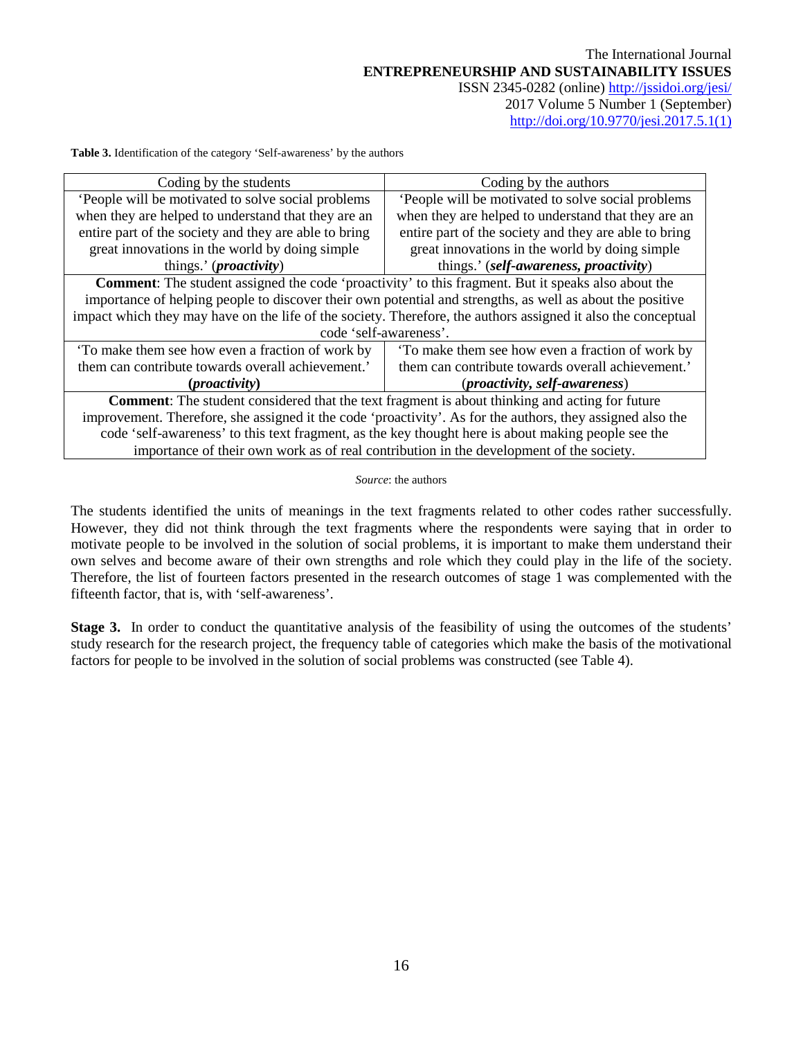**Table 3.** Identification of the category 'Self-awareness' by the authors

| Coding by the students | Coding by the authors |
|---|---|
| 'People will be motivated to solve social problems when they are helped to understand that they are an entire part of the society and they are able to bring great innovations in the world by doing simple things.' (***proactivity***) | 'People will be motivated to solve social problems when they are helped to understand that they are an entire part of the society and they are able to bring great innovations in the world by doing simple things.' (***self-awareness, proactivity***) |
| **Comment**: The student assigned the code 'proactivity' to this fragment. But it speaks also about the importance of helping people to discover their own potential and strengths, as well as about the positive impact which they may have on the life of the society. Therefore, the authors assigned it also the conceptual code 'self-awareness'. | |
| 'To make them see how even a fraction of work by them can contribute towards overall achievement.' **(*proactivity*)** | 'To make them see how even a fraction of work by them can contribute towards overall achievement.' (***proactivity, self-awareness***) |
| **Comment**: The student considered that the text fragment is about thinking and acting for future improvement. Therefore, she assigned it the code 'proactivity'. As for the authors, they assigned also the code 'self-awareness' to this text fragment, as the key thought here is about making people see the importance of their own work as of real contribution in the development of the society. | |

*Source*: the authors

The students identified the units of meanings in the text fragments related to other codes rather successfully. However, they did not think through the text fragments where the respondents were saying that in order to motivate people to be involved in the solution of social problems, it is important to make them understand their own selves and become aware of their own strengths and role which they could play in the life of the society. Therefore, the list of fourteen factors presented in the research outcomes of stage 1 was complemented with the fifteenth factor, that is, with 'self-awareness'.

**Stage 3.** In order to conduct the quantitative analysis of the feasibility of using the outcomes of the students' study research for the research project, the frequency table of categories which make the basis of the motivational factors for people to be involved in the solution of social problems was constructed (see Table 4).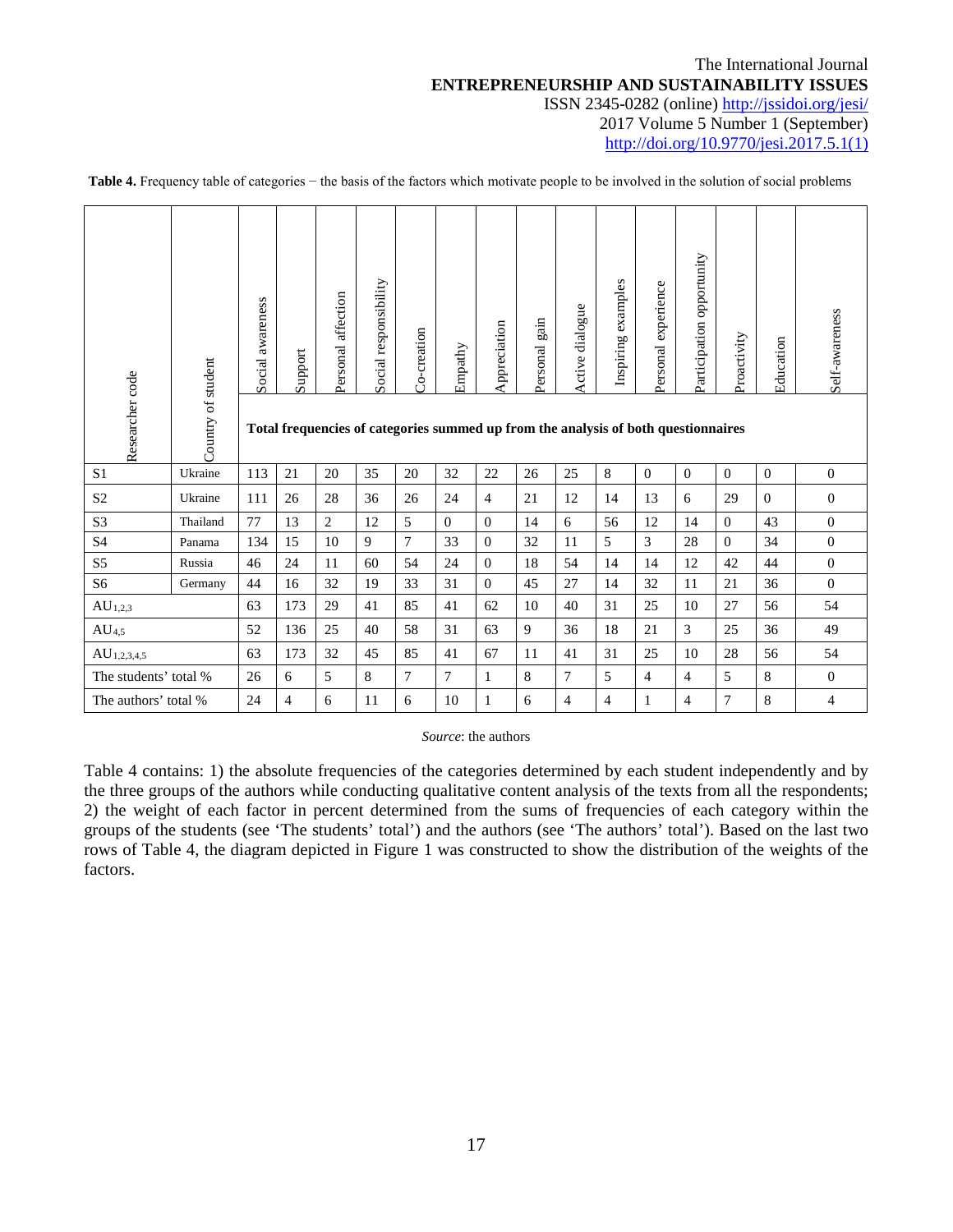**Table 4.** Frequency table of categories − the basis of the factors which motivate people to be involved in the solution of social problems

| Researcher code | Country of student | Social awareness | Support | Personal affection | Social responsibility | Co-creation | Empathy | Appreciation | Personal gain | Active dialogue | Inspiring examples | Personal experience | Participation opportunity | Proactivity | Education | Self-awareness |
|---|---|---|---|---|---|---|---|---|---|---|---|---|---|---|---|---|
| | | Total frequencies of categories summed up from the analysis of both questionnaires | | | | | | | | | | | | | | |
| S1 | Ukraine | 113 | 21 | 20 | 35 | 20 | 32 | 22 | 26 | 25 | 8 | 0 | 0 | 0 | 0 | 0 |
| S2 | Ukraine | 111 | 26 | 28 | 36 | 26 | 24 | 4 | 21 | 12 | 14 | 13 | 6 | 29 | 0 | 0 |
| S3 | Thailand | 77 | 13 | 2 | 12 | 5 | 0 | 0 | 14 | 6 | 56 | 12 | 14 | 0 | 43 | 0 |
| S4 | Panama | 134 | 15 | 10 | 9 | 7 | 33 | 0 | 32 | 11 | 5 | 3 | 28 | 0 | 34 | 0 |
| S5 | Russia | 46 | 24 | 11 | 60 | 54 | 24 | 0 | 18 | 54 | 14 | 14 | 12 | 42 | 44 | 0 |
| S6 | Germany | 44 | 16 | 32 | 19 | 33 | 31 | 0 | 45 | 27 | 14 | 32 | 11 | 21 | 36 | 0 |
| $AU_{1,2,3}$ | | 63 | 173 | 29 | 41 | 85 | 41 | 62 | 10 | 40 | 31 | 25 | 10 | 27 | 56 | 54 |
| $AU_{4,5}$ | | 52 | 136 | 25 | 40 | 58 | 31 | 63 | 9 | 36 | 18 | 21 | 3 | 25 | 36 | 49 |
| $AU_{1,2,3,4,5}$ | | 63 | 173 | 32 | 45 | 85 | 41 | 67 | 11 | 41 | 31 | 25 | 10 | 28 | 56 | 54 |
| The students' total % | | 26 | 6 | 5 | 8 | 7 | 7 | 1 | 8 | 7 | 5 | 4 | 4 | 5 | 8 | 0 |
| The authors' total % | | 24 | 4 | 6 | 11 | 6 | 10 | 1 | 6 | 4 | 4 | 1 | 4 | 7 | 8 | 4 |

*Source*: the authors

Table 4 contains: 1) the absolute frequencies of the categories determined by each student independently and by the three groups of the authors while conducting qualitative content analysis of the texts from all the respondents; 2) the weight of each factor in percent determined from the sums of frequencies of each category within the groups of the students (see 'The students' total') and the authors (see 'The authors' total'). Based on the last two rows of Table 4, the diagram depicted in Figure 1 was constructed to show the distribution of the weights of the factors.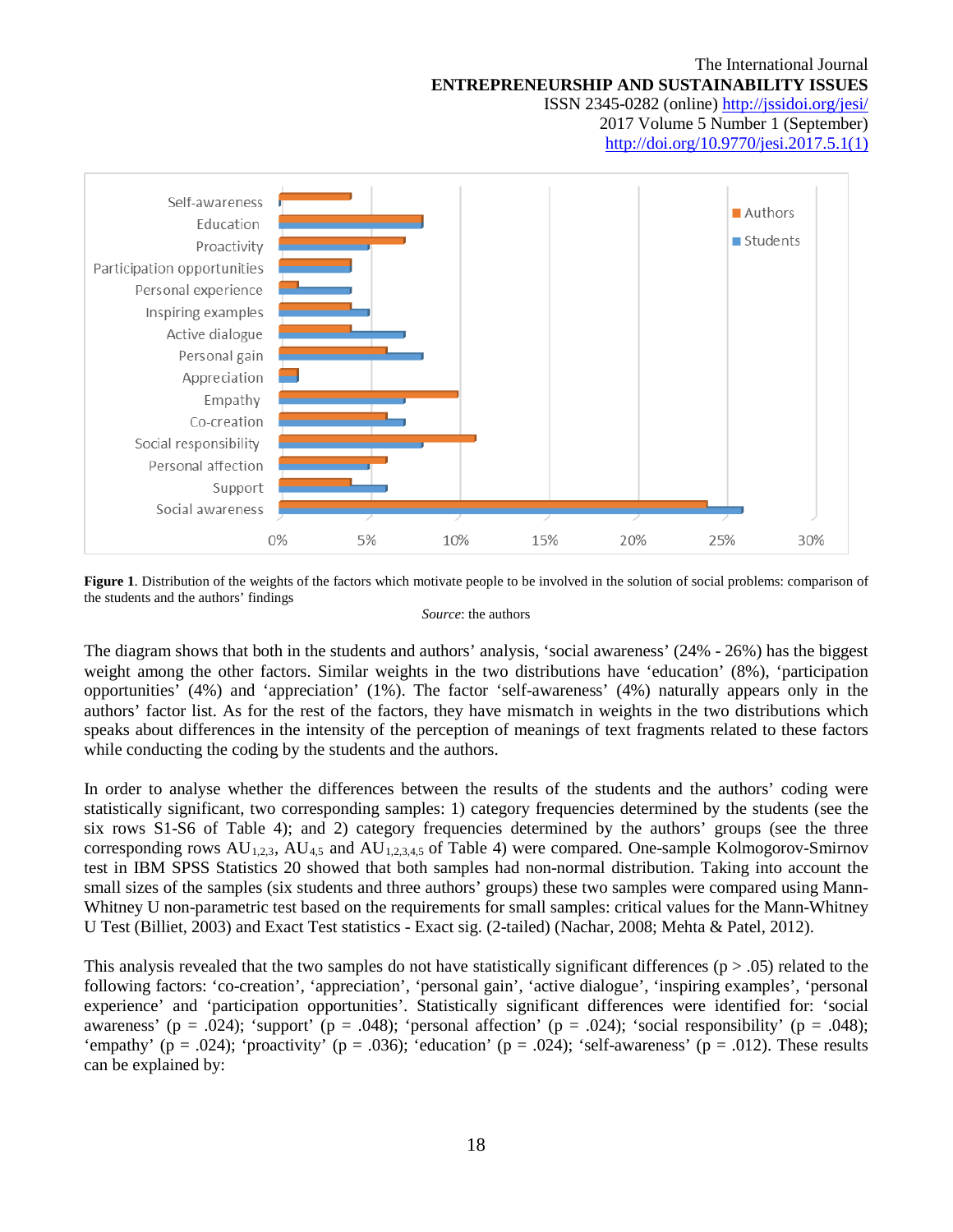**Figure 1**. Distribution of the weights of the factors which motivate people to be involved in the solution of social problems: comparison of the students and the authors' findings

*Source*: the authors

The diagram shows that both in the students and authors' analysis, 'social awareness' (24% - 26%) has the biggest weight among the other factors. Similar weights in the two distributions have 'education' (8%), 'participation opportunities' (4%) and 'appreciation' (1%). The factor 'self-awareness' (4%) naturally appears only in the authors' factor list. As for the rest of the factors, they have mismatch in weights in the two distributions which speaks about differences in the intensity of the perception of meanings of text fragments related to these factors while conducting the coding by the students and the authors.

In order to analyse whether the differences between the results of the students and the authors' coding were statistically significant, two corresponding samples: 1) category frequencies determined by the students (see the six rows S1-S6 of Table 4); and 2) category frequencies determined by the authors' groups (see the three corresponding rows $AU_{1,2,3}$, $AU_{4,5}$ and $AU_{1,2,3,4,5}$ of Table 4) were compared. One-sample Kolmogorov-Smirnov test in IBM SPSS Statistics 20 showed that both samples had non-normal distribution. Taking into account the small sizes of the samples (six students and three authors' groups) these two samples were compared using Mann-Whitney U non-parametric test based on the requirements for small samples: critical values for the Mann-Whitney U Test (Billiet, 2003) and Exact Test statistics - Exact sig. (2-tailed) (Nachar, 2008; Mehta & Patel, 2012).

This analysis revealed that the two samples do not have statistically significant differences ($p > .05$) related to the following factors: 'co-creation', 'appreciation', 'personal gain', 'active dialogue', 'inspiring examples', 'personal experience' and 'participation opportunities'. Statistically significant differences were identified for: 'social awareness' ($p = .024$); 'support' ($p = .048$); 'personal affection' ($p = .024$); 'social responsibility' ($p = .048$); 'empathy' ($p = .024$); 'proactivity' ($p = .036$); 'education' ($p = .024$); 'self-awareness' ($p = .012$). These results can be explained by: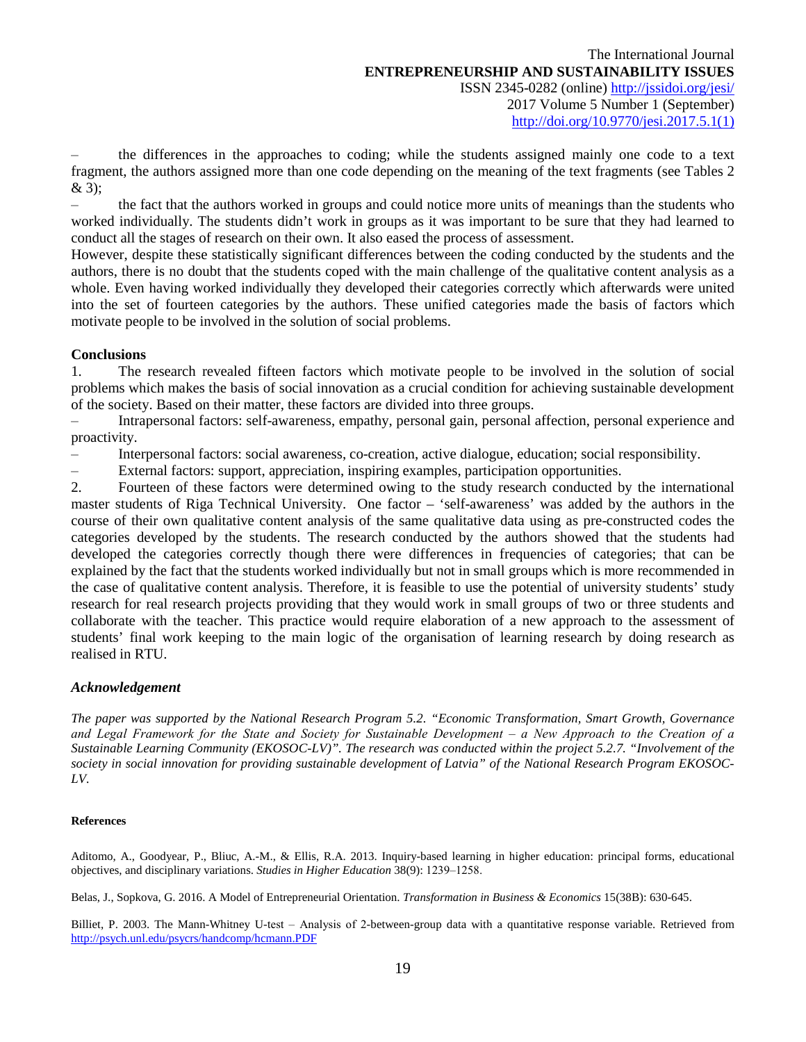– the differences in the approaches to coding; while the students assigned mainly one code to a text fragment, the authors assigned more than one code depending on the meaning of the text fragments (see Tables 2 & 3);

– the fact that the authors worked in groups and could notice more units of meanings than the students who worked individually. The students didn't work in groups as it was important to be sure that they had learned to conduct all the stages of research on their own. It also eased the process of assessment.

However, despite these statistically significant differences between the coding conducted by the students and the authors, there is no doubt that the students coped with the main challenge of the qualitative content analysis as a whole. Even having worked individually they developed their categories correctly which afterwards were united into the set of fourteen categories by the authors. These unified categories made the basis of factors which motivate people to be involved in the solution of social problems.

## Conclusions

1. The research revealed fifteen factors which motivate people to be involved in the solution of social problems which makes the basis of social innovation as a crucial condition for achieving sustainable development of the society. Based on their matter, these factors are divided into three groups.

– Intrapersonal factors: self-awareness, empathy, personal gain, personal affection, personal experience and proactivity.

– Interpersonal factors: social awareness, co-creation, active dialogue, education; social responsibility.

– External factors: support, appreciation, inspiring examples, participation opportunities.

2. Fourteen of these factors were determined owing to the study research conducted by the international master students of Riga Technical University. One factor – 'self-awareness' was added by the authors in the course of their own qualitative content analysis of the same qualitative data using as pre-constructed codes the categories developed by the students. The research conducted by the authors showed that the students had developed the categories correctly though there were differences in frequencies of categories; that can be explained by the fact that the students worked individually but not in small groups which is more recommended in the case of qualitative content analysis. Therefore, it is feasible to use the potential of university students' study research for real research projects providing that they would work in small groups of two or three students and collaborate with the teacher. This practice would require elaboration of a new approach to the assessment of students' final work keeping to the main logic of the organisation of learning research by doing research as realised in RTU.

### *Acknowledgement*

*The paper was supported by the National Research Program 5.2. "Economic Transformation, Smart Growth, Governance and Legal Framework for the State and Society for Sustainable Development – a New Approach to the Creation of a Sustainable Learning Community (EKOSOC-LV)". The research was conducted within the project 5.2.7. "Involvement of the society in social innovation for providing sustainable development of Latvia" of the National Research Program EKOSOC-LV.*

#### References

Aditomo, A., Goodyear, P., Bliuc, A.-M., & Ellis, R.A. 2013. Inquiry-based learning in higher education: principal forms, educational objectives, and disciplinary variations. *Studies in Higher Education* 38(9): 1239–1258.

Belas, J., Sopkova, G. 2016. A Model of Entrepreneurial Orientation. *Transformation in Business & Economics* 15(38B): 630-645.

Billiet, P. 2003. The Mann-Whitney U-test – Analysis of 2-between-group data with a quantitative response variable. Retrieved from http://psych.unl.edu/psycrs/handcomp/hcmann.PDF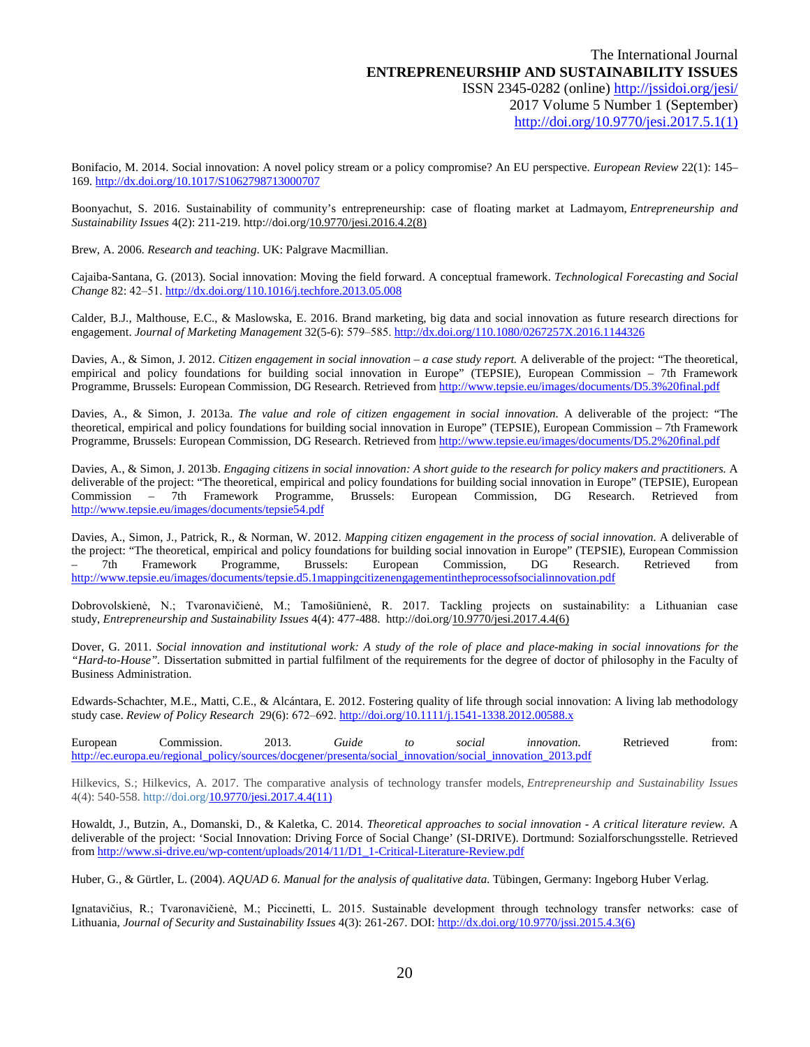Bonifacio, M. 2014. Social innovation: A novel policy stream or a policy compromise? An EU perspective. *European Review* 22(1): 145–169. http://dx.doi.org/10.1017/S1062798713000707

Boonyachut, S. 2016. Sustainability of community's entrepreneurship: case of floating market at Ladmayom, *Entrepreneurship and Sustainability Issues* 4(2): 211-219. http://doi.org/10.9770/jesi.2016.4.2(8)

Brew, A. 2006. *Research and teaching*. UK: Palgrave Macmillian.

Cajaiba-Santana, G. (2013). Social innovation: Moving the field forward. A conceptual framework. *Technological Forecasting and Social Change* 82: 42–51. http://dx.doi.org/110.1016/j.techfore.2013.05.008

Calder, B.J., Malthouse, E.C., & Maslowska, E. 2016. Brand marketing, big data and social innovation as future research directions for engagement. *Journal of Marketing Management* 32(5-6): 579–585. http://dx.doi.org/110.1080/0267257X.2016.1144326

Davies, A., & Simon, J. 2012. *Citizen engagement in social innovation – a case study report.* A deliverable of the project: "The theoretical, empirical and policy foundations for building social innovation in Europe" (TEPSIE), European Commission – 7th Framework Programme, Brussels: European Commission, DG Research. Retrieved from http://www.tepsie.eu/images/documents/D5.3%20final.pdf

Davies, A., & Simon, J. 2013a. *The value and role of citizen engagement in social innovation.* A deliverable of the project: "The theoretical, empirical and policy foundations for building social innovation in Europe" (TEPSIE), European Commission – 7th Framework Programme, Brussels: European Commission, DG Research. Retrieved from http://www.tepsie.eu/images/documents/D5.2%20final.pdf

Davies, A., & Simon, J. 2013b. *Engaging citizens in social innovation: A short guide to the research for policy makers and practitioners.* A deliverable of the project: "The theoretical, empirical and policy foundations for building social innovation in Europe" (TEPSIE), European Commission – 7th Framework Programme, Brussels: European Commission, DG Research. Retrieved from http://www.tepsie.eu/images/documents/tepsie54.pdf

Davies, A., Simon, J., Patrick, R., & Norman, W. 2012. *Mapping citizen engagement in the process of social innovation.* A deliverable of the project: "The theoretical, empirical and policy foundations for building social innovation in Europe" (TEPSIE), European Commission – 7th Framework Programme, Brussels: European Commission, DG Research. Retrieved from http://www.tepsie.eu/images/documents/tepsie.d5.1mappingcitizenengagementintheprocessofsocialinnovation.pdf

Dobrovolskienė, N.; Tvaronavičienė, M.; Tamošiūnienė, R. 2017. Tackling projects on sustainability: a Lithuanian case study, *Entrepreneurship and Sustainability Issues* 4(4): 477-488. http://doi.org/10.9770/jesi.2017.4.4(6)

Dover, G. 2011. *Social innovation and institutional work: A study of the role of place and place-making in social innovations for the "Hard-to-House".* Dissertation submitted in partial fulfilment of the requirements for the degree of doctor of philosophy in the Faculty of Business Administration.

Edwards-Schachter, M.E., Matti, C.E., & Alcántara, E. 2012. Fostering quality of life through social innovation: A living lab methodology study case. *Review of Policy Research* 29(6): 672–692. http://doi.org/10.1111/j.1541-1338.2012.00588.x

European Commission. 2013. *Guide to social innovation.* Retrieved from: http://ec.europa.eu/regional_policy/sources/docgener/presenta/social_innovation/social_innovation_2013.pdf

Hilkevics, S.; Hilkevics, A. 2017. The comparative analysis of technology transfer models, *Entrepreneurship and Sustainability Issues* 4(4): 540-558. http://doi.org/10.9770/jesi.2017.4.4(11)

Howaldt, J., Butzin, A., Domanski, D., & Kaletka, C. 2014. *Theoretical approaches to social innovation - A critical literature review.* A deliverable of the project: 'Social Innovation: Driving Force of Social Change' (SI-DRIVE). Dortmund: Sozialforschungsstelle. Retrieved from http://www.si-drive.eu/wp-content/uploads/2014/11/D1_1-Critical-Literature-Review.pdf

Huber, G., & Gürtler, L. (2004). *AQUAD 6. Manual for the analysis of qualitative data.* Tübingen, Germany: Ingeborg Huber Verlag.

Ignatavičius, R.; Tvaronavičienė, M.; Piccinetti, L. 2015. Sustainable development through technology transfer networks: case of Lithuania, *Journal of Security and Sustainability Issues* 4(3): 261-267. DOI: http://dx.doi.org/10.9770/jssi.2015.4.3(6)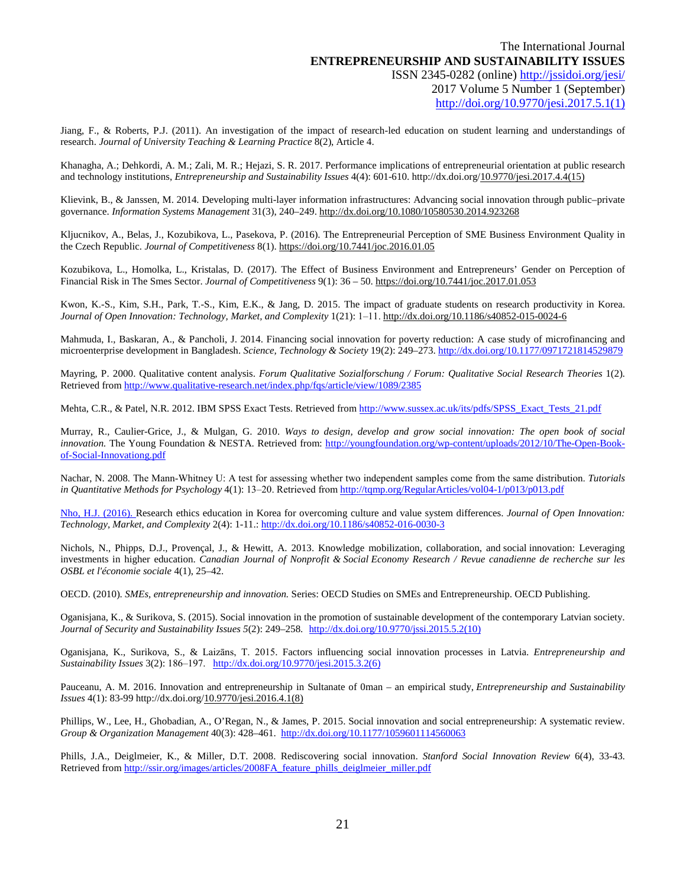Jiang, F., & Roberts, P.J. (2011). An investigation of the impact of research-led education on student learning and understandings of research. *Journal of University Teaching & Learning Practice* 8(2), Article 4.

Khanagha, A.; Dehkordi, A. M.; Zali, M. R.; Hejazi, S. R. 2017. Performance implications of entrepreneurial orientation at public research and technology institutions, *Entrepreneurship and Sustainability Issues* 4(4): 601-610. http://dx.doi.org/10.9770/jesi.2017.4.4(15)

Klievink, B., & Janssen, M. 2014. Developing multi-layer information infrastructures: Advancing social innovation through public–private governance. *Information Systems Management* 31(3), 240–249. http://dx.doi.org/10.1080/10580530.2014.923268

Kljucnikov, A., Belas, J., Kozubikova, L., Pasekova, P. (2016). The Entrepreneurial Perception of SME Business Environment Quality in the Czech Republic. *Journal of Competitiveness* 8(1). https://doi.org/10.7441/joc.2016.01.05

Kozubikova, L., Homolka, L., Kristalas, D. (2017). The Effect of Business Environment and Entrepreneurs' Gender on Perception of Financial Risk in The Smes Sector. *Journal of Competitiveness* 9(1): 36 – 50. https://doi.org/10.7441/joc.2017.01.053

Kwon, K.-S., Kim, S.H., Park, T.-S., Kim, E.K., & Jang, D. 2015. The impact of graduate students on research productivity in Korea. *Journal of Open Innovation: Technology, Market, and Complexity* 1(21): 1–11. http://dx.doi.org/10.1186/s40852-015-0024-6

Mahmuda, I., Baskaran, A., & Pancholi, J. 2014. Financing social innovation for poverty reduction: A case study of microfinancing and microenterprise development in Bangladesh. *Science, Technology & Society* 19(2): 249–273. http://dx.doi.org/10.1177/0971721814529879

Mayring, P. 2000. Qualitative content analysis. *Forum Qualitative Sozialforschung / Forum: Qualitative Social Research Theories* 1(2). Retrieved from http://www.qualitative-research.net/index.php/fqs/article/view/1089/2385

Mehta, C.R., & Patel, N.R. 2012. IBM SPSS Exact Tests. Retrieved from http://www.sussex.ac.uk/its/pdfs/SPSS_Exact_Tests_21.pdf

Murray, R., Caulier-Grice, J., & Mulgan, G. 2010. *Ways to design, develop and grow social innovation: The open book of social innovation.* The Young Foundation & NESTA. Retrieved from: http://youngfoundation.org/wp-content/uploads/2012/10/The-Open-Book-of-Social-Innovationg.pdf

Nachar, N. 2008. The Mann-Whitney U: A test for assessing whether two independent samples come from the same distribution. *Tutorials in Quantitative Methods for Psychology* 4(1): 13–20. Retrieved from http://tqmp.org/RegularArticles/vol04-1/p013/p013.pdf

Nho, H.J. (2016). Research ethics education in Korea for overcoming culture and value system differences. *Journal of Open Innovation: Technology, Market, and Complexity* 2(4): 1-11.: http://dx.doi.org/10.1186/s40852-016-0030-3

Nichols, N., Phipps, D.J., Provençal, J., & Hewitt, A. 2013. Knowledge mobilization, collaboration, and social innovation: Leveraging investments in higher education. *Canadian Journal of Nonprofit & Social Economy Research / Revue canadienne de recherche sur les OSBL et l'économie sociale* 4(1), 25–42.

OECD. (2010). *SMEs, entrepreneurship and innovation.* Series: OECD Studies on SMEs and Entrepreneurship. OECD Publishing.

Oganisjana, K., & Surikova, S. (2015). Social innovation in the promotion of sustainable development of the contemporary Latvian society. *Journal of Security and Sustainability Issues 5*(2): 249–258. http://dx.doi.org/10.9770/jssi.2015.5.2(10)

Oganisjana, K., Surikova, S., & Laizāns, T. 2015. Factors influencing social innovation processes in Latvia. *Entrepreneurship and Sustainability Issues* 3(2): 186–197. http://dx.doi.org/10.9770/jesi.2015.3.2(6)

Pauceanu, A. M. 2016. Innovation and entrepreneurship in Sultanate of 0man – an empirical study, *Entrepreneurship and Sustainability Issues* 4(1): 83-99 http://dx.doi.org/10.9770/jesi.2016.4.1(8)

Phillips, W., Lee, H., Ghobadian, A., O'Regan, N., & James, P. 2015. Social innovation and social entrepreneurship: A systematic review. *Group & Organization Management* 40(3): 428–461. http://dx.doi.org/10.1177/1059601114560063

Phills, J.A., Deiglmeier, K., & Miller, D.T. 2008. Rediscovering social innovation. *Stanford Social Innovation Review* 6(4), 33-43. Retrieved from http://ssir.org/images/articles/2008FA_feature_phills_deiglmeier_miller.pdf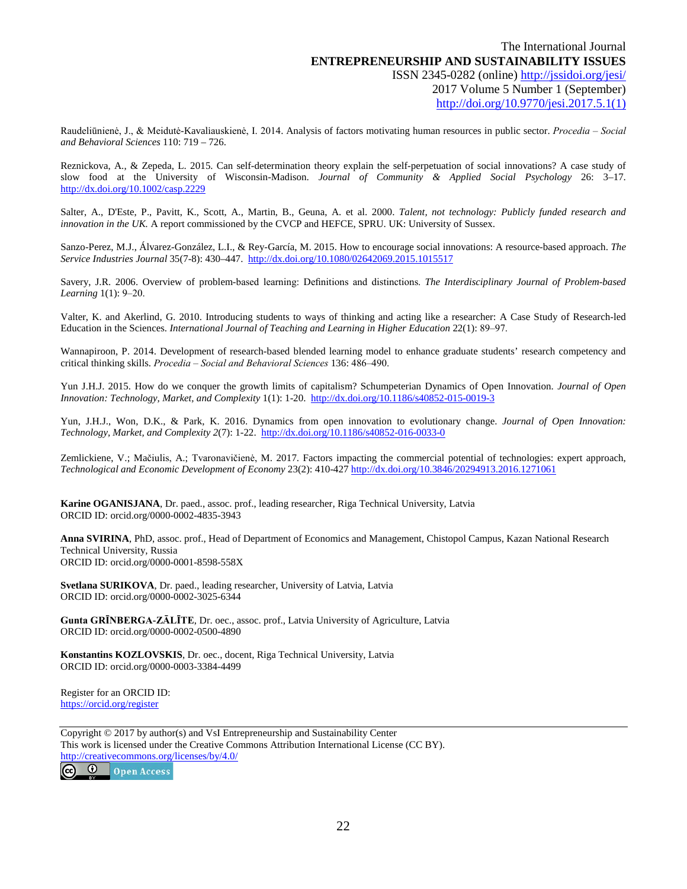Raudeliūnienė, J., & Meidutė-Kavaliauskienė, I. 2014. Analysis of factors motivating human resources in public sector. *Procedia – Social and Behavioral Sciences* 110: 719 – 726.

Reznickova, A., & Zepeda, L. 2015. Can self-determination theory explain the self-perpetuation of social innovations? A case study of slow food at the University of Wisconsin-Madison. *Journal of Community & Applied Social Psychology* 26: 3–17. http://dx.doi.org/10.1002/casp.2229

Salter, A., D'Este, P., Pavitt, K., Scott, A., Martin, B., Geuna, A. et al. 2000. *Talent, not technology: Publicly funded research and innovation in the UK.* A report commissioned by the CVCP and HEFCE, SPRU. UK: University of Sussex.

Sanzo-Perez, M.J., Álvarez-González, L.I., & Rey-García, M. 2015. How to encourage social innovations: A resource-based approach. *The Service Industries Journal* 35(7-8): 430–447. http://dx.doi.org/10.1080/02642069.2015.1015517

Savery, J.R. 2006. Overview of problem-based learning: Definitions and distinctions. *The Interdisciplinary Journal of Problem-based Learning* 1(1): 9–20.

Valter, K. and Akerlind, G. 2010. Introducing students to ways of thinking and acting like a researcher: A Case Study of Research-led Education in the Sciences. *International Journal of Teaching and Learning in Higher Education* 22(1): 89–97.

Wannapiroon, P. 2014. Development of research-based blended learning model to enhance graduate students' research competency and critical thinking skills. *Procedia – Social and Behavioral Sciences* 136: 486–490.

Yun J.H.J. 2015. How do we conquer the growth limits of capitalism? Schumpeterian Dynamics of Open Innovation. *Journal of Open Innovation: Technology, Market, and Complexity* 1(1): 1-20. http://dx.doi.org/10.1186/s40852-015-0019-3

Yun, J.H.J., Won, D.K., & Park, K. 2016. Dynamics from open innovation to evolutionary change. *Journal of Open Innovation: Technology, Market, and Complexity 2*(7): 1-22. http://dx.doi.org/10.1186/s40852-016-0033-0

Zemlickiene, V.; Mačiulis, A.; Tvaronavičienė, M. 2017. Factors impacting the commercial potential of technologies: expert approach, *Technological and Economic Development of Economy* 23(2): 410-427 http://dx.doi.org/10.3846/20294913.2016.1271061

**Karine OGANISJANA**, Dr. paed., assoc. prof., leading researcher, Riga Technical University, Latvia
ORCID ID: orcid.org/0000-0002-4835-3943

**Anna SVIRINA**, PhD, assoc. prof., Head of Department of Economics and Management, Chistopol Campus, Kazan National Research Technical University, Russia
ORCID ID: orcid.org/0000-0001-8598-558X

**Svetlana SURIKOVA**, Dr. paed., leading researcher, University of Latvia, Latvia
ORCID ID: orcid.org/0000-0002-3025-6344

**Gunta GRĪNBERGA-ZĀLĪTE**, Dr. oec., assoc. prof., Latvia University of Agriculture, Latvia
ORCID ID: orcid.org/0000-0002-0500-4890

**Konstantins KOZLOVSKIS**, Dr. oec., docent, Riga Technical University, Latvia
ORCID ID: orcid.org/0000-0003-3384-4499

Register for an ORCID ID:
https://orcid.org/register

---

Copyright © 2017 by author(s) and VsI Entrepreneurship and Sustainability Center
This work is licensed under the Creative Commons Attribution International License (CC BY).
http://creativecommons.org/licenses/by/4.0/

Open Access